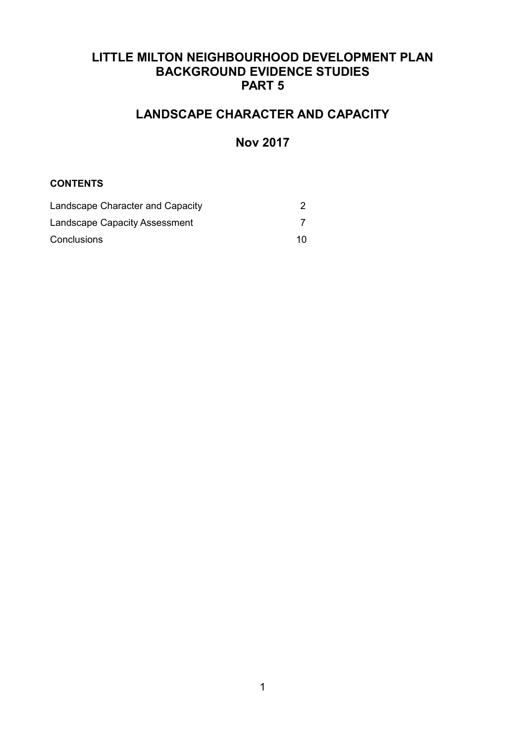# LITTLE MILTON NEIGHBOURHOOD DEVELOPMENT PLAN
# BACKGROUND EVIDENCE STUDIES
# PART 5

## LANDSCAPE CHARACTER AND CAPACITY

## Nov 2017

**CONTENTS**

| | |
|---|---|
| Landscape Character and Capacity | 2 |
| Landscape Capacity Assessment | 7 |
| Conclusions | 10 |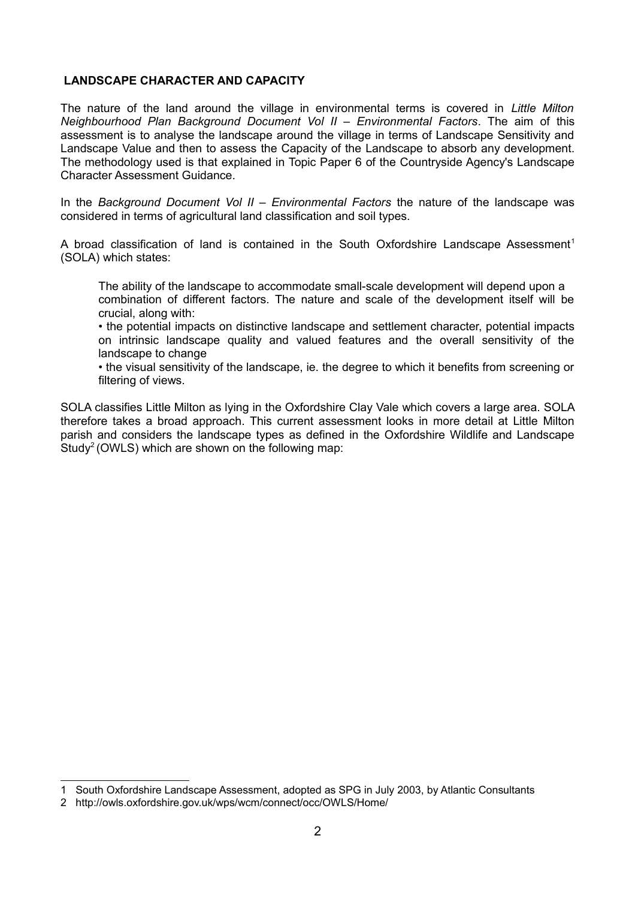## LANDSCAPE CHARACTER AND CAPACITY

The nature of the land around the village in environmental terms is covered in *Little Milton Neighbourhood Plan Background Document Vol II – Environmental Factors*. The aim of this assessment is to analyse the landscape around the village in terms of Landscape Sensitivity and Landscape Value and then to assess the Capacity of the Landscape to absorb any development. The methodology used is that explained in Topic Paper 6 of the Countryside Agency's Landscape Character Assessment Guidance.

In the *Background Document Vol II – Environmental Factors* the nature of the landscape was considered in terms of agricultural land classification and soil types.

A broad classification of land is contained in the South Oxfordshire Landscape Assessment[1] (SOLA) which states:

> The ability of the landscape to accommodate small-scale development will depend upon a combination of different factors. The nature and scale of the development itself will be crucial, along with:
>
> • the potential impacts on distinctive landscape and settlement character, potential impacts on intrinsic landscape quality and valued features and the overall sensitivity of the landscape to change
>
> • the visual sensitivity of the landscape, ie. the degree to which it benefits from screening or filtering of views.

SOLA classifies Little Milton as lying in the Oxfordshire Clay Vale which covers a large area. SOLA therefore takes a broad approach. This current assessment looks in more detail at Little Milton parish and considers the landscape types as defined in the Oxfordshire Wildlife and Landscape Study[2] (OWLS) which are shown on the following map:

---

1 South Oxfordshire Landscape Assessment, adopted as SPG in July 2003, by Atlantic Consultants

2 http://owls.oxfordshire.gov.uk/wps/wcm/connect/occ/OWLS/Home/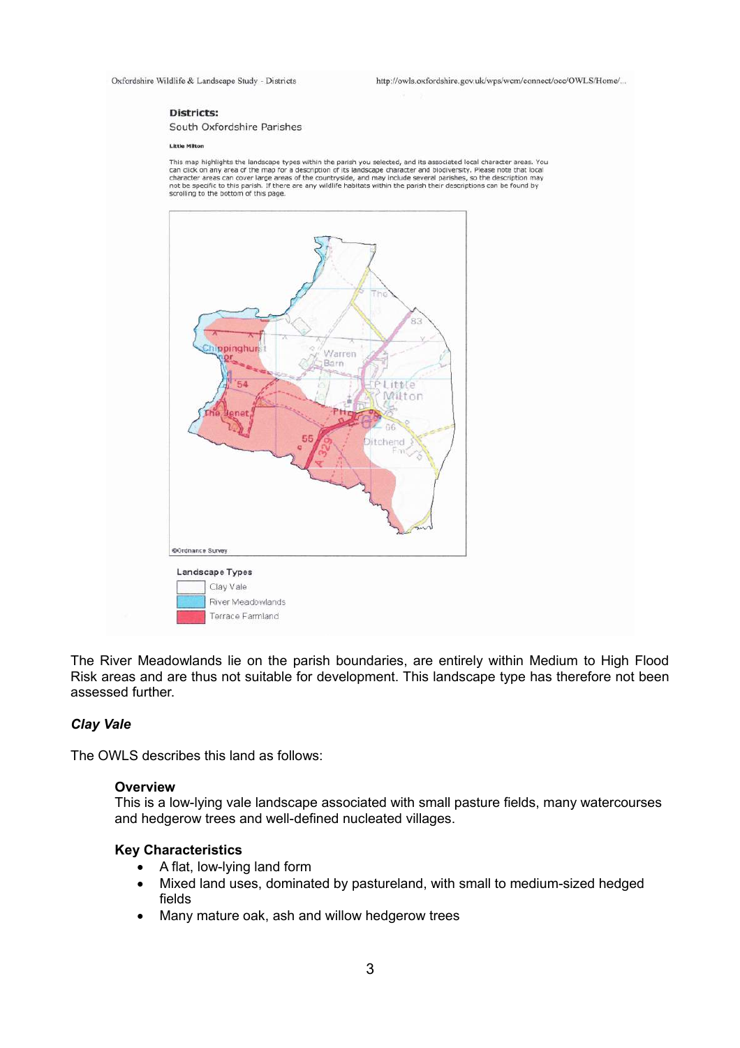Oxfordshire Wildlife & Landscape Study - Districts

**Districts:**
South Oxfordshire Parishes

**Little Milton**

This map highlights the landscape types within the parish you selected, and its associated local character areas. You can click on any area of the map for a description of its landscape character and biodiversity. Please note that local character areas can cover large areas of the countryside, and may include several parishes, so the description may not be specific to this parish. If there are any wildlife habitats within the parish their descriptions can be found by scrolling to the bottom of this page.

©Ordnance Survey

Landscape Types
- Clay Vale
- River Meadowlands
- Terrace Farmland

The River Meadowlands lie on the parish boundaries, are entirely within Medium to High Flood Risk areas and are thus not suitable for development. This landscape type has therefore not been assessed further.

***Clay Vale***

The OWLS describes this land as follows:

> **Overview**
> This is a low-lying vale landscape associated with small pasture fields, many watercourses and hedgerow trees and well-defined nucleated villages.
>
> **Key Characteristics**
> - A flat, low-lying land form
> - Mixed land uses, dominated by pastureland, with small to medium-sized hedged fields
> - Many mature oak, ash and willow hedgerow trees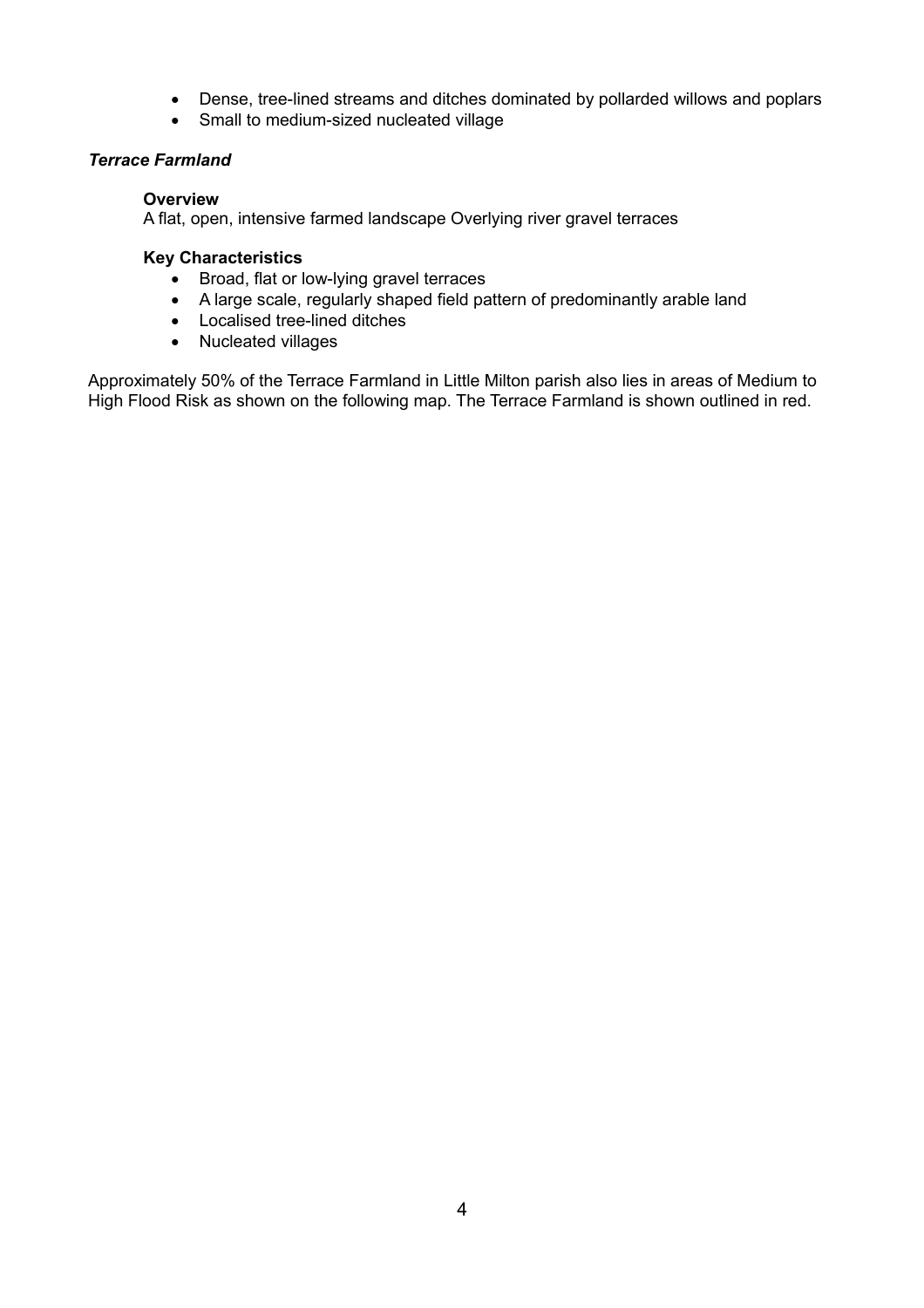- Dense, tree-lined streams and ditches dominated by pollarded willows and poplars
- Small to medium-sized nucleated village

### *Terrace Farmland*

**Overview**
A flat, open, intensive farmed landscape Overlying river gravel terraces

**Key Characteristics**

- Broad, flat or low-lying gravel terraces
- A large scale, regularly shaped field pattern of predominantly arable land
- Localised tree-lined ditches
- Nucleated villages

Approximately 50% of the Terrace Farmland in Little Milton parish also lies in areas of Medium to High Flood Risk as shown on the following map. The Terrace Farmland is shown outlined in red.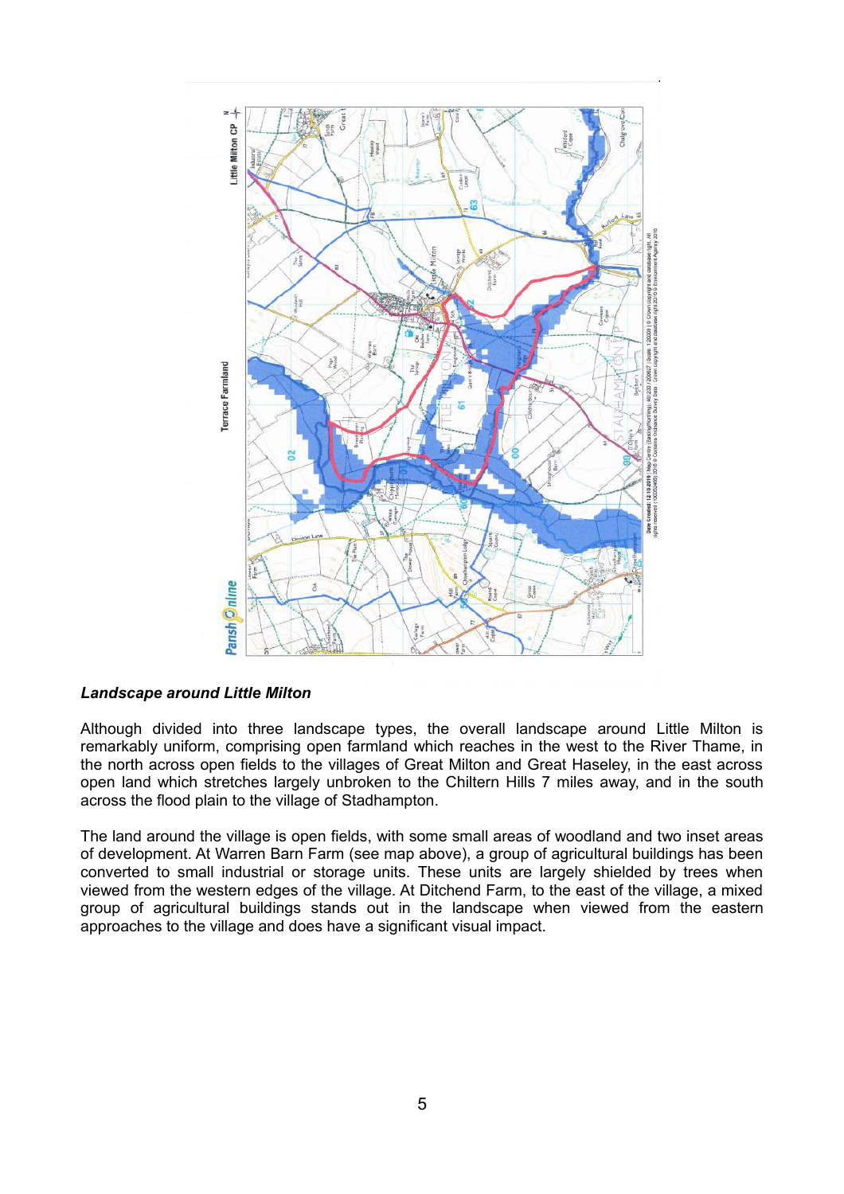***Landscape around Little Milton***

Although divided into three landscape types, the overall landscape around Little Milton is remarkably uniform, comprising open farmland which reaches in the west to the River Thame, in the north across open fields to the villages of Great Milton and Great Haseley, in the east across open land which stretches largely unbroken to the Chiltern Hills 7 miles away, and in the south across the flood plain to the village of Stadhampton.

The land around the village is open fields, with some small areas of woodland and two inset areas of development. At Warren Barn Farm (see map above), a group of agricultural buildings has been converted to small industrial or storage units. These units are largely shielded by trees when viewed from the western edges of the village. At Ditchend Farm, to the east of the village, a mixed group of agricultural buildings stands out in the landscape when viewed from the eastern approaches to the village and does have a significant visual impact.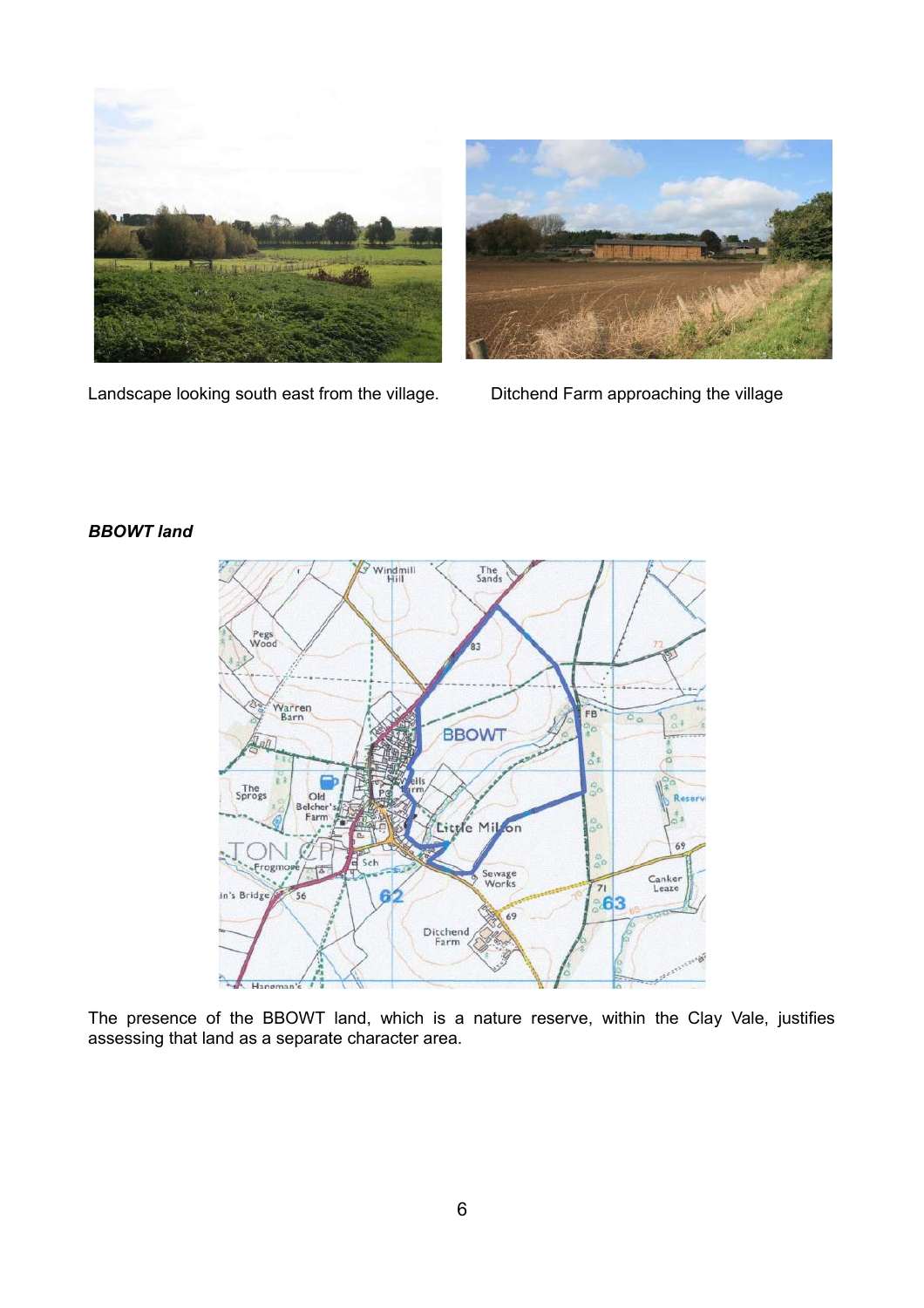Landscape looking south east from the village.

Ditchend Farm approaching the village

***BBOWT land***

The presence of the BBOWT land, which is a nature reserve, within the Clay Vale, justifies assessing that land as a separate character area.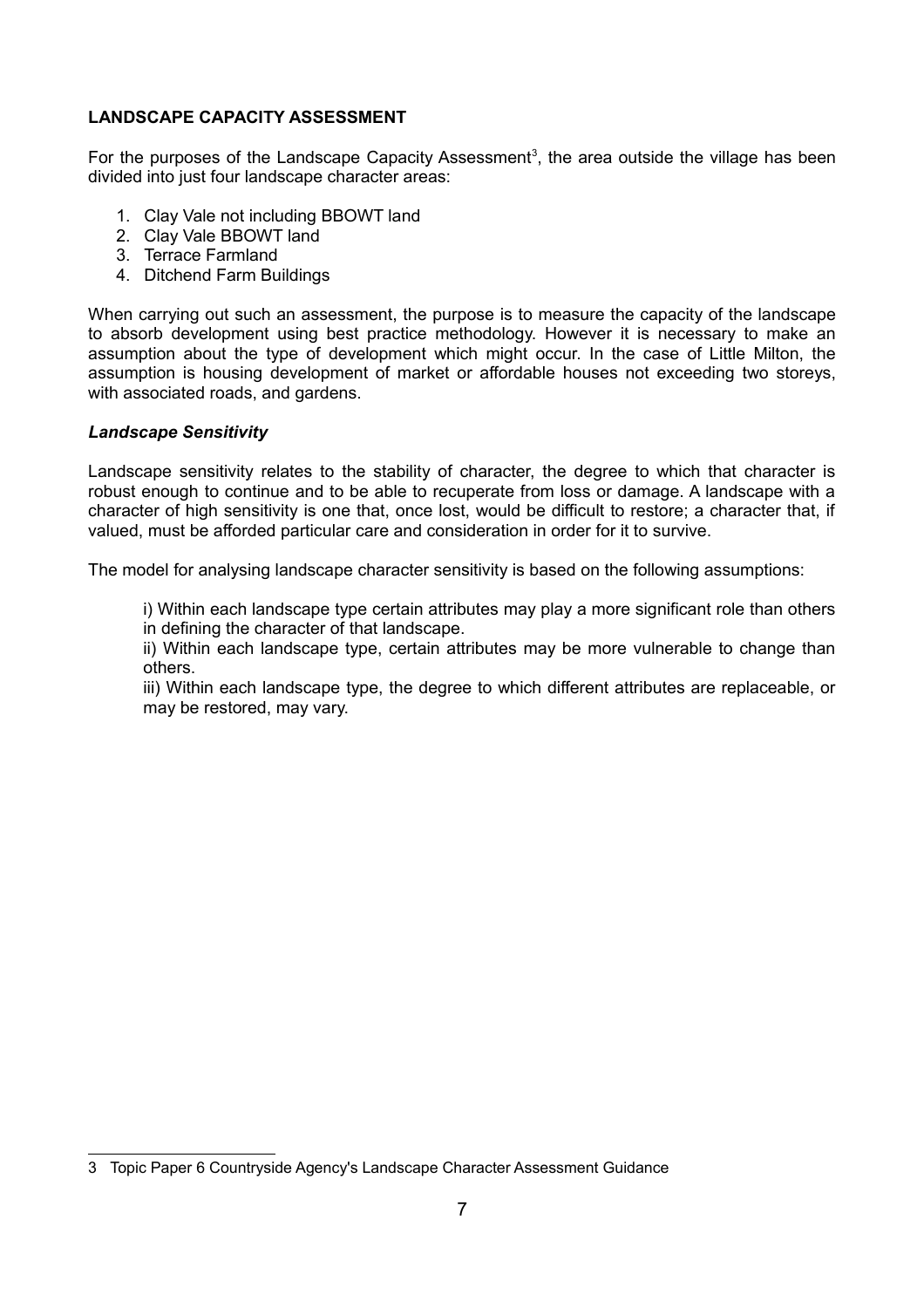## LANDSCAPE CAPACITY ASSESSMENT

For the purposes of the Landscape Capacity Assessment[3], the area outside the village has been divided into just four landscape character areas:

1. Clay Vale not including BBOWT land
2. Clay Vale BBOWT land
3. Terrace Farmland
4. Ditchend Farm Buildings

When carrying out such an assessment, the purpose is to measure the capacity of the landscape to absorb development using best practice methodology. However it is necessary to make an assumption about the type of development which might occur. In the case of Little Milton, the assumption is housing development of market or affordable houses not exceeding two storeys, with associated roads, and gardens.

### *Landscape Sensitivity*

Landscape sensitivity relates to the stability of character, the degree to which that character is robust enough to continue and to be able to recuperate from loss or damage. A landscape with a character of high sensitivity is one that, once lost, would be difficult to restore; a character that, if valued, must be afforded particular care and consideration in order for it to survive.

The model for analysing landscape character sensitivity is based on the following assumptions:

> i) Within each landscape type certain attributes may play a more significant role than others in defining the character of that landscape.
>
> ii) Within each landscape type, certain attributes may be more vulnerable to change than others.
>
> iii) Within each landscape type, the degree to which different attributes are replaceable, or may be restored, may vary.

---

3 Topic Paper 6 Countryside Agency's Landscape Character Assessment Guidance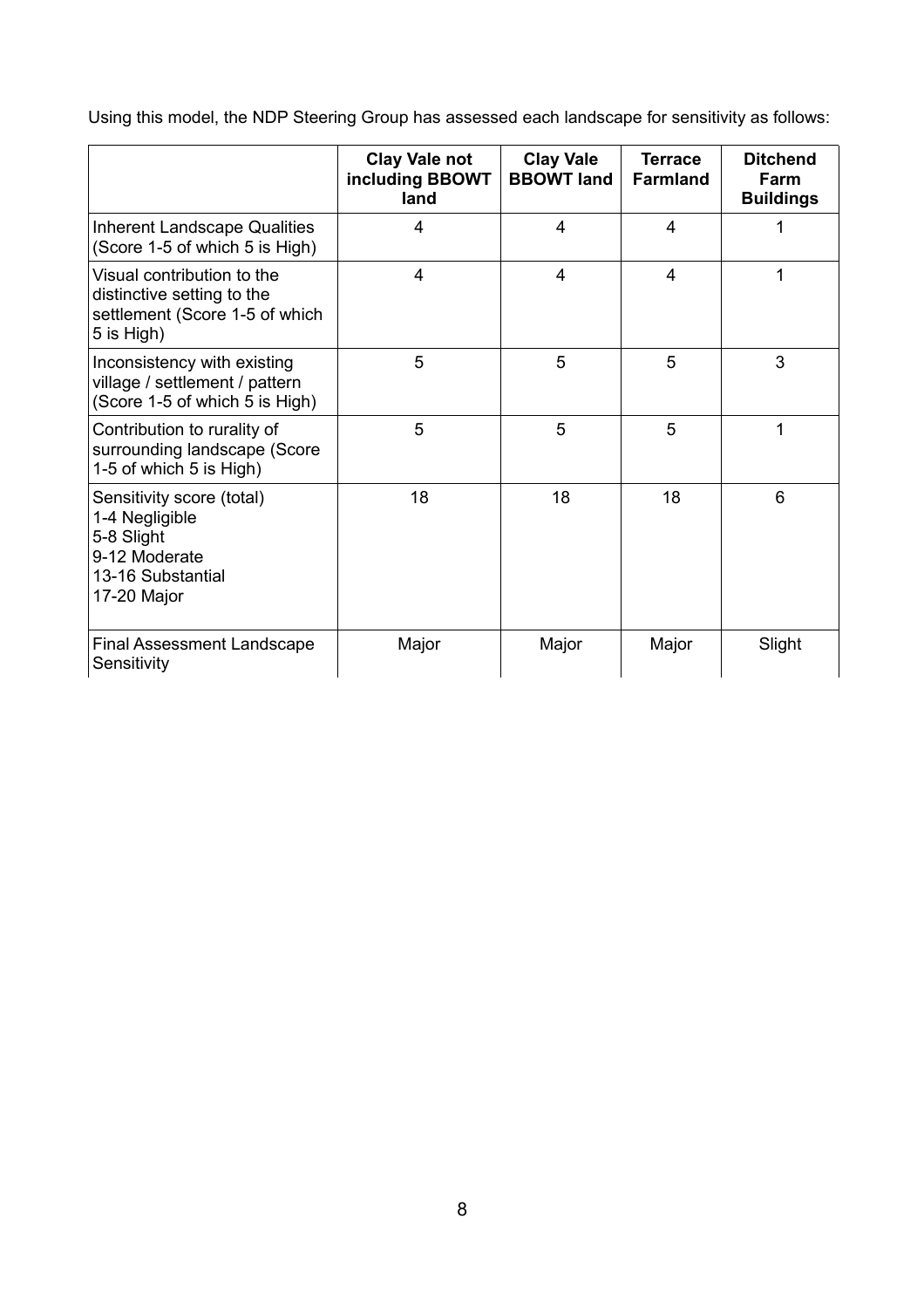Using this model, the NDP Steering Group has assessed each landscape for sensitivity as follows:

| | Clay Vale not including BBOWT land | Clay Vale BBOWT land | Terrace Farmland | Ditchend Farm Buildings |
|---|---|---|---|---|
| Inherent Landscape Qualities (Score 1-5 of which 5 is High) | 4 | 4 | 4 | 1 |
| Visual contribution to the distinctive setting to the settlement (Score 1-5 of which 5 is High) | 4 | 4 | 4 | 1 |
| Inconsistency with existing village / settlement / pattern (Score 1-5 of which 5 is High) | 5 | 5 | 5 | 3 |
| Contribution to rurality of surrounding landscape (Score 1-5 of which 5 is High) | 5 | 5 | 5 | 1 |
| Sensitivity score (total)<br>1-4 Negligible<br>5-8 Slight<br>9-12 Moderate<br>13-16 Substantial<br>17-20 Major | 18 | 18 | 18 | 6 |
| Final Assessment Landscape Sensitivity | Major | Major | Major | Slight |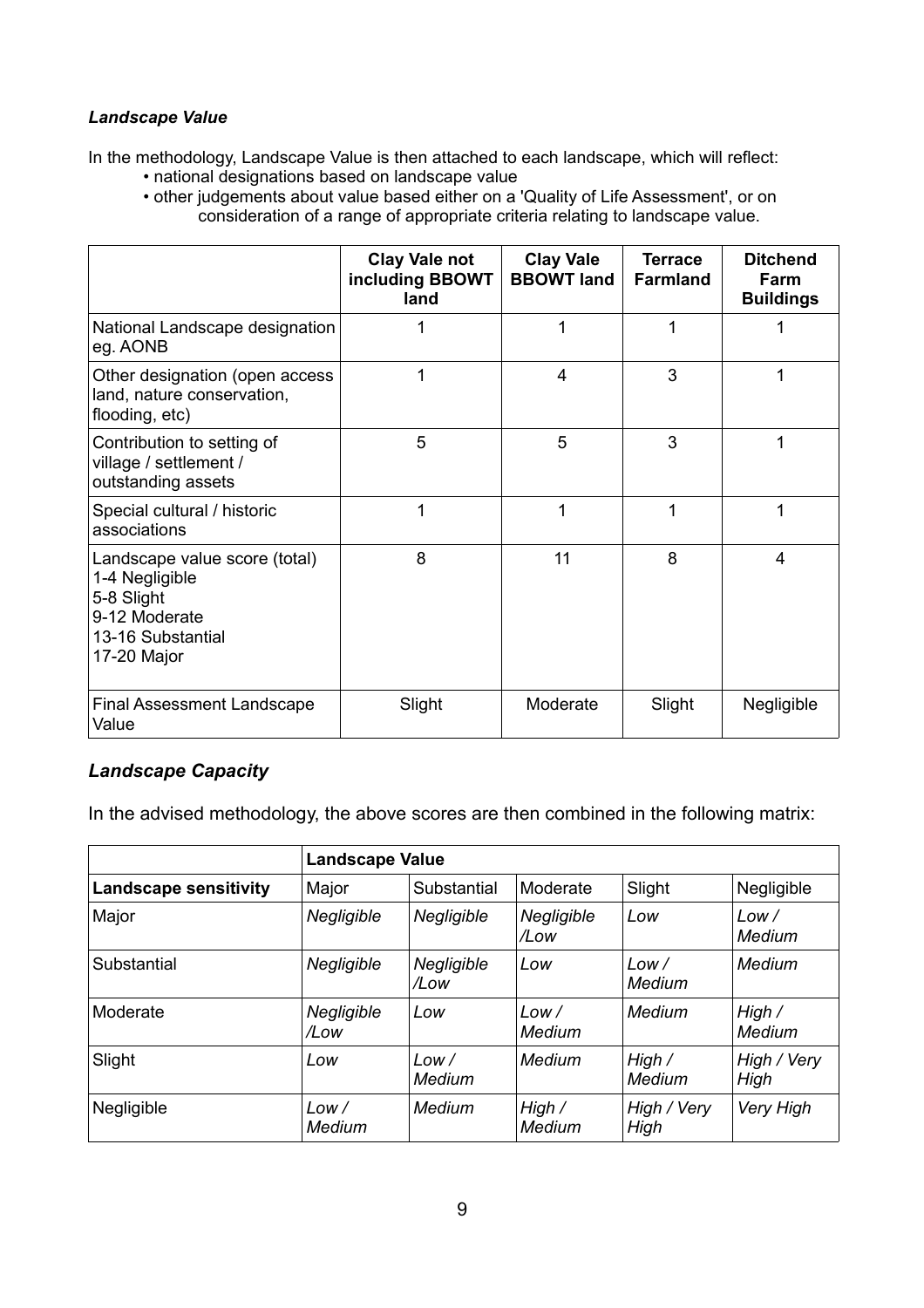### *Landscape Value*

In the methodology, Landscape Value is then attached to each landscape, which will reflect:

- national designations based on landscape value
- other judgements about value based either on a 'Quality of Life Assessment', or on consideration of a range of appropriate criteria relating to landscape value.

| | Clay Vale not including BBOWT land | Clay Vale BBOWT land | Terrace Farmland | Ditchend Farm Buildings |
|---|---|---|---|---|
| National Landscape designation eg. AONB | 1 | 1 | 1 | 1 |
| Other designation (open access land, nature conservation, flooding, etc) | 1 | 4 | 3 | 1 |
| Contribution to setting of village / settlement / outstanding assets | 5 | 5 | 3 | 1 |
| Special cultural / historic associations | 1 | 1 | 1 | 1 |
| Landscape value score (total)<br>1-4 Negligible<br>5-8 Slight<br>9-12 Moderate<br>13-16 Substantial<br>17-20 Major | 8 | 11 | 8 | 4 |
| Final Assessment Landscape Value | Slight | Moderate | Slight | Negligible |

### *Landscape Capacity*

In the advised methodology, the above scores are then combined in the following matrix:

| | **Landscape Value** | | | | |
|---|---|---|---|---|---|
| **Landscape sensitivity** | Major | Substantial | Moderate | Slight | Negligible |
| Major | *Negligible* | *Negligible* | *Negligible /Low* | *Low* | *Low / Medium* |
| Substantial | *Negligible* | *Negligible /Low* | *Low* | *Low / Medium* | *Medium* |
| Moderate | *Negligible /Low* | *Low* | *Low / Medium* | *Medium* | *High / Medium* |
| Slight | *Low* | *Low / Medium* | *Medium* | *High / Medium* | *High / Very High* |
| Negligible | *Low / Medium* | *Medium* | *High / Medium* | *High / Very High* | *Very High* |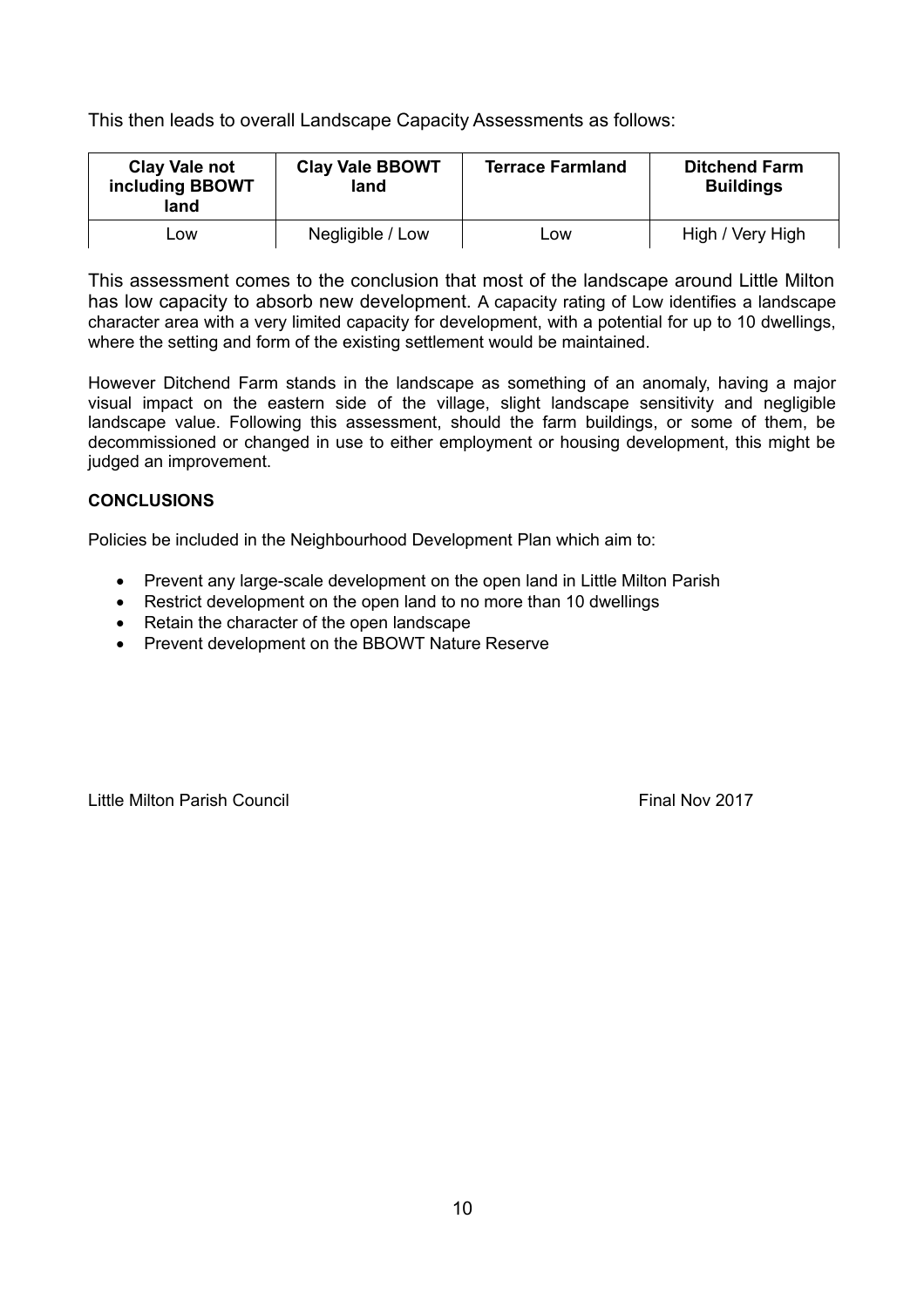This then leads to overall Landscape Capacity Assessments as follows:

| Clay Vale not including BBOWT land | Clay Vale BBOWT land | Terrace Farmland | Ditchend Farm Buildings |
|---|---|---|---|
| Low | Negligible / Low | Low | High / Very High |

This assessment comes to the conclusion that most of the landscape around Little Milton has low capacity to absorb new development. A capacity rating of Low identifies a landscape character area with a very limited capacity for development, with a potential for up to 10 dwellings, where the setting and form of the existing settlement would be maintained.

However Ditchend Farm stands in the landscape as something of an anomaly, having a major visual impact on the eastern side of the village, slight landscape sensitivity and negligible landscape value. Following this assessment, should the farm buildings, or some of them, be decommissioned or changed in use to either employment or housing development, this might be judged an improvement.

**CONCLUSIONS**

Policies be included in the Neighbourhood Development Plan which aim to:

- Prevent any large-scale development on the open land in Little Milton Parish
- Restrict development on the open land to no more than 10 dwellings
- Retain the character of the open landscape
- Prevent development on the BBOWT Nature Reserve

Little Milton Parish Council Final Nov 2017